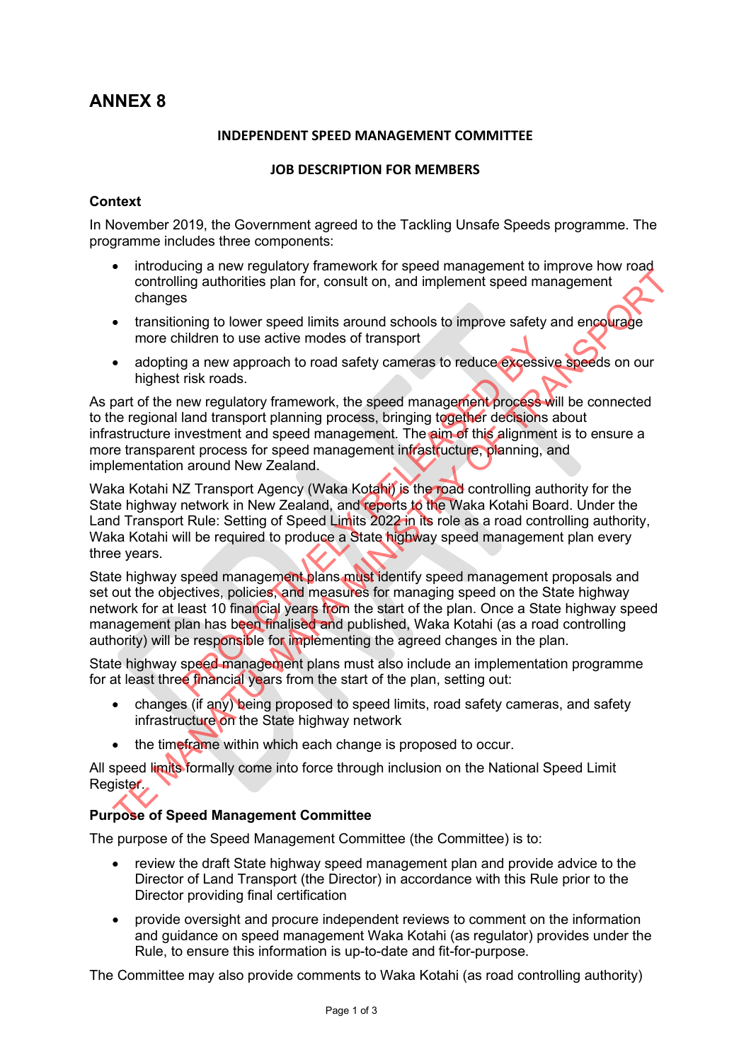# ANNEX 8

**INDEPENDENT SPEED MANAGEMENT COMMITTEE**

**JOB DESCRIPTION FOR MEMBERS**

## Context

In November 2019, the Government agreed to the Tackling Unsafe Speeds programme. The programme includes three components:

- introducing a new regulatory framework for speed management to improve how road controlling authorities plan for, consult on, and implement speed management changes
- transitioning to lower speed limits around schools to improve safety and encourage more children to use active modes of transport
- adopting a new approach to road safety cameras to reduce excessive speeds on our highest risk roads.

As part of the new regulatory framework, the speed management process will be connected to the regional land transport planning process, bringing together decisions about infrastructure investment and speed management. The aim of this alignment is to ensure a more transparent process for speed management infrastructure, planning, and implementation around New Zealand.

Waka Kotahi NZ Transport Agency (Waka Kotahi) is the road controlling authority for the State highway network in New Zealand, and reports to the Waka Kotahi Board. Under the Land Transport Rule: Setting of Speed Limits 2022 in its role as a road controlling authority, Waka Kotahi will be required to produce a State highway speed management plan every three years.

State highway speed management plans must identify speed management proposals and set out the objectives, policies, and measures for managing speed on the State highway network for at least 10 financial years from the start of the plan. Once a State highway speed management plan has been finalised and published, Waka Kotahi (as a road controlling authority) will be responsible for implementing the agreed changes in the plan.

State highway speed management plans must also include an implementation programme for at least three financial years from the start of the plan, setting out:

- changes (if any) being proposed to speed limits, road safety cameras, and safety infrastructure on the State highway network
- the timeframe within which each change is proposed to occur.

All speed limits formally come into force through inclusion on the National Speed Limit Register.

## Purpose of Speed Management Committee

The purpose of the Speed Management Committee (the Committee) is to:

- review the draft State highway speed management plan and provide advice to the Director of Land Transport (the Director) in accordance with this Rule prior to the Director providing final certification
- provide oversight and procure independent reviews to comment on the information and guidance on speed management Waka Kotahi (as regulator) provides under the Rule, to ensure this information is up-to-date and fit-for-purpose.

The Committee may also provide comments to Waka Kotahi (as road controlling authority)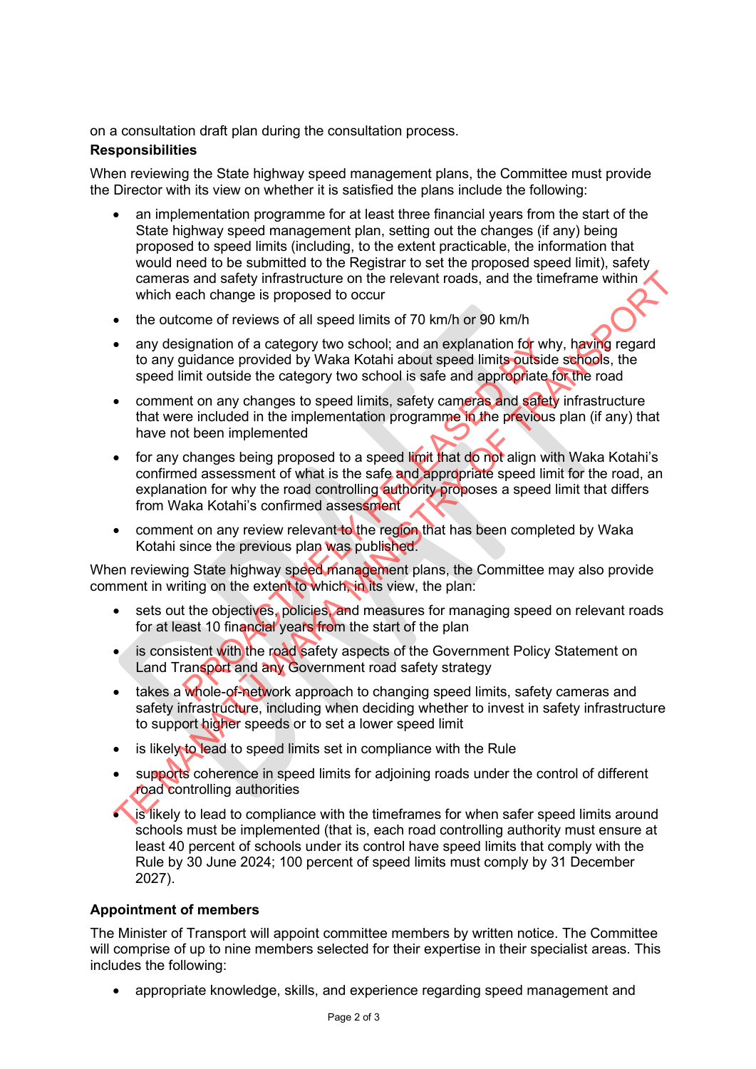on a consultation draft plan during the consultation process.

**Responsibilities**

When reviewing the State highway speed management plans, the Committee must provide the Director with its view on whether it is satisfied the plans include the following:

- an implementation programme for at least three financial years from the start of the State highway speed management plan, setting out the changes (if any) being proposed to speed limits (including, to the extent practicable, the information that would need to be submitted to the Registrar to set the proposed speed limit), safety cameras and safety infrastructure on the relevant roads, and the timeframe within which each change is proposed to occur
- the outcome of reviews of all speed limits of 70 km/h or 90 km/h
- any designation of a category two school; and an explanation for why, having regard to any guidance provided by Waka Kotahi about speed limits outside schools, the speed limit outside the category two school is safe and appropriate for the road
- comment on any changes to speed limits, safety cameras and safety infrastructure that were included in the implementation programme in the previous plan (if any) that have not been implemented
- for any changes being proposed to a speed limit that do not align with Waka Kotahi's confirmed assessment of what is the safe and appropriate speed limit for the road, an explanation for why the road controlling authority proposes a speed limit that differs from Waka Kotahi's confirmed assessment
- comment on any review relevant to the region that has been completed by Waka Kotahi since the previous plan was published.

When reviewing State highway speed management plans, the Committee may also provide comment in writing on the extent to which, in its view, the plan:

- sets out the objectives, policies, and measures for managing speed on relevant roads for at least 10 financial years from the start of the plan
- is consistent with the road safety aspects of the Government Policy Statement on Land Transport and any Government road safety strategy
- takes a whole-of-network approach to changing speed limits, safety cameras and safety infrastructure, including when deciding whether to invest in safety infrastructure to support higher speeds or to set a lower speed limit
- is likely to lead to speed limits set in compliance with the Rule
- supports coherence in speed limits for adjoining roads under the control of different road controlling authorities
- is likely to lead to compliance with the timeframes for when safer speed limits around schools must be implemented (that is, each road controlling authority must ensure at least 40 percent of schools under its control have speed limits that comply with the Rule by 30 June 2024; 100 percent of speed limits must comply by 31 December 2027).

**Appointment of members**

The Minister of Transport will appoint committee members by written notice. The Committee will comprise of up to nine members selected for their expertise in their specialist areas. This includes the following:

- appropriate knowledge, skills, and experience regarding speed management and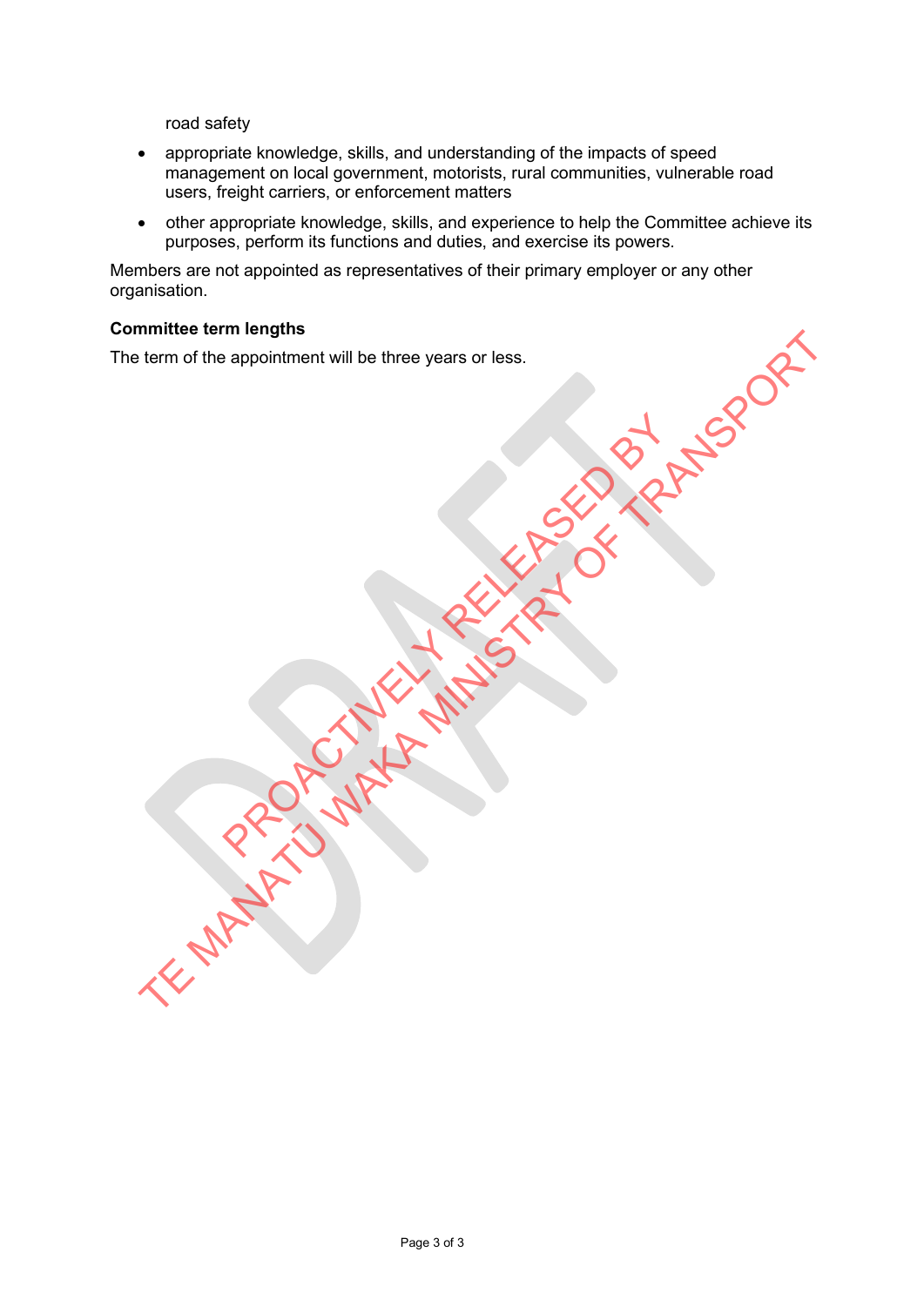road safety

- appropriate knowledge, skills, and understanding of the impacts of speed management on local government, motorists, rural communities, vulnerable road users, freight carriers, or enforcement matters
- other appropriate knowledge, skills, and experience to help the Committee achieve its purposes, perform its functions and duties, and exercise its powers.

Members are not appointed as representatives of their primary employer or any other organisation.

**Committee term lengths**

The term of the appointment will be three years or less.